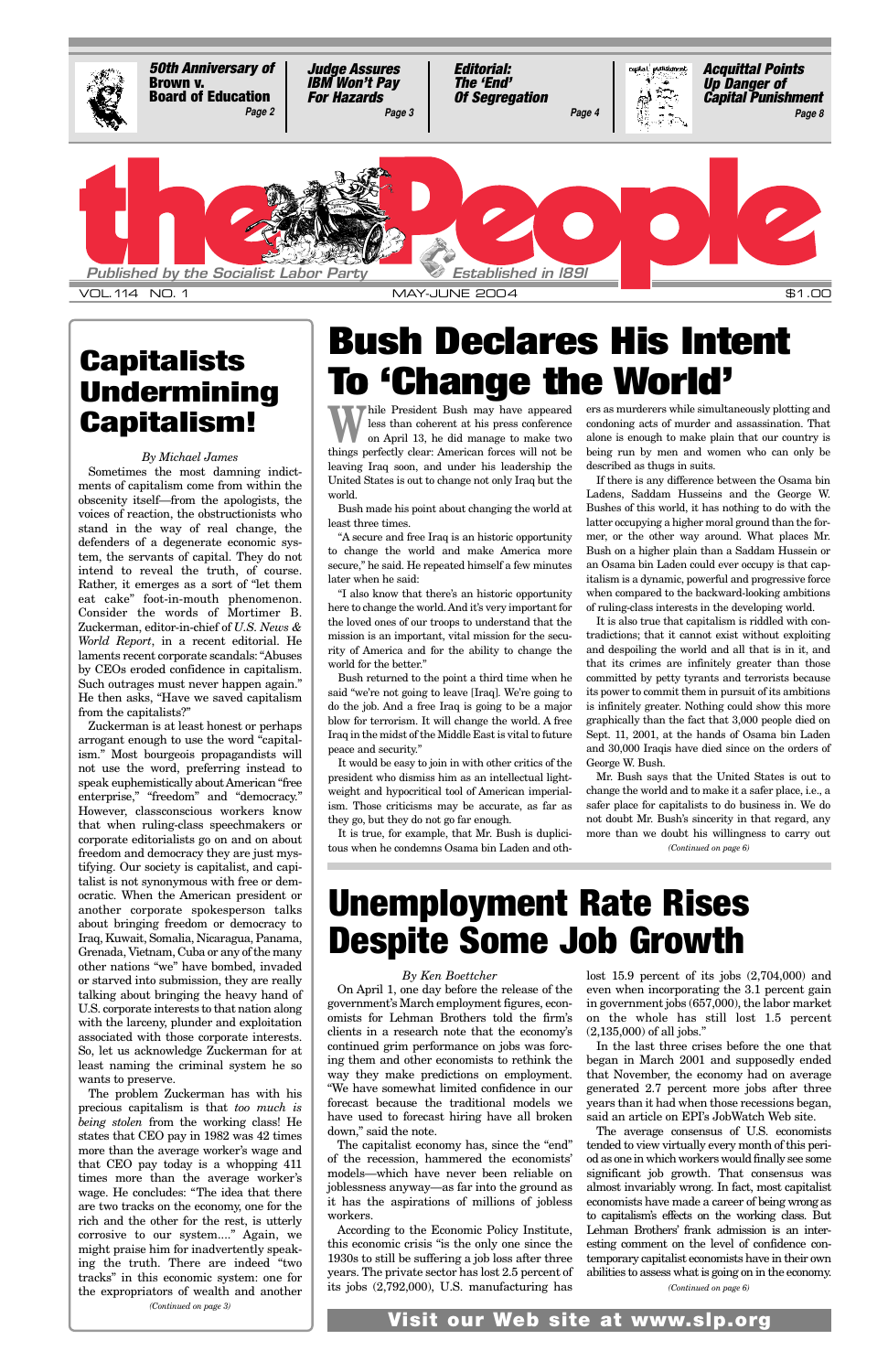50th Anniversary of Brown v. Board of Education — Page 2

Judge Assures IBM Won't Pay For Hazards — Page 3

Editorial: The 'End' Of Segregation — Page 4

Acquittal Points Up Danger of Capital Punishment — Page 8

# the People

Published by the Socialist Labor Party — Established in 1891

VOL. 114 NO. 1 — MAY-JUNE 2004 — $1.00

# Bush Declares His Intent To 'Change the World'

While President Bush may have appeared less than coherent at his press conference on April 13, he did manage to make two things perfectly clear: American forces will not be leaving Iraq soon, and under his leadership the United States is out to change not only Iraq but the world.

Bush made his point about changing the world at least three times.

"A secure and free Iraq is an historic opportunity to change the world and make America more secure," he said. He repeated himself a few minutes later when he said:

"I also know that there's an historic opportunity here to change the world. And it's very important for the loved ones of our troops to understand that the mission is an important, vital mission for the security of America and for the ability to change the world for the better."

Bush returned to the point a third time when he said "we're not going to leave [Iraq]. We're going to do the job. And a free Iraq is going to be a major blow for terrorism. It will change the world. A free Iraq in the midst of the Middle East is vital to future peace and security."

It would be easy to join in with other critics of the president who dismiss him as an intellectual lightweight and hypocritical tool of American imperialism. Those criticisms may be accurate, as far as they go, but they do not go far enough.

It is true, for example, that Mr. Bush is duplicitous when he condemns Osama bin Laden and others as murderers while simultaneously plotting and condoning acts of murder and assassination. That alone is enough to make plain that our country is being run by men and women who can only be described as thugs in suits.

If there is any difference between the Osama bin Ladens, Saddam Husseins and the George W. Bushes of this world, it has nothing to do with the latter occupying a higher moral ground than the former, or the other way around. What places Mr. Bush on a higher plain than a Saddam Hussein or an Osama bin Laden could ever occupy is that capitalism is a dynamic, powerful and progressive force when compared to the backward-looking ambitions of ruling-class interests in the developing world.

It is also true that capitalism is riddled with contradictions; that it cannot exist without exploiting and despoiling the world and all that is in it, and that its crimes are infinitely greater than those committed by petty tyrants and terrorists because its power to commit them in pursuit of its ambitions is infinitely greater. Nothing could show this more graphically than the fact that 3,000 people died on Sept. 11, 2001, at the hands of Osama bin Laden and 30,000 Iraqis have died since on the orders of George W. Bush.

Mr. Bush says that the United States is out to change the world and to make it a safer place, i.e., a safer place for capitalists to do business in. We do not doubt Mr. Bush's sincerity in that regard, any more than we doubt his willingness to carry out

*(Continued on page 6)*

# Capitalists Undermining Capitalism!

*By Michael James*

Sometimes the most damning indictments of capitalism come from within the obscenity itself—from the apologists, the voices of reaction, the obstructionists who stand in the way of real change, the defenders of a degenerate economic system, the servants of capital. They do not intend to reveal the truth, of course. Rather, it emerges as a sort of "let them eat cake" foot-in-mouth phenomenon. Consider the words of Mortimer B. Zuckerman, editor-in-chief of *U.S. News & World Report*, in a recent editorial. He laments recent corporate scandals: "Abuses by CEOs eroded confidence in capitalism. Such outrages must never happen again." He then asks, "Have we saved capitalism from the capitalists?"

Zuckerman is at least honest or perhaps arrogant enough to use the word "capitalism." Most bourgeois propagandists will not use the word, preferring instead to speak euphemistically about American "free enterprise," "freedom" and "democracy." However, classconscious workers know that when ruling-class speechmakers or corporate editorialists go on and on about freedom and democracy they are just mystifying. Our society is capitalist, and capitalist is not synonymous with free or democratic. When the American president or another corporate spokesperson talks about bringing freedom or democracy to Iraq, Kuwait, Somalia, Nicaragua, Panama, Grenada, Vietnam, Cuba or any of the many other nations "we" have bombed, invaded or starved into submission, they are really talking about bringing the heavy hand of U.S. corporate interests to that nation along with the larceny, plunder and exploitation associated with those corporate interests. So, let us acknowledge Zuckerman for at least naming the criminal system he so wants to preserve.

The problem Zuckerman has with his precious capitalism is that *too much is being stolen* from the working class! He states that CEO pay in 1982 was 42 times more than the average worker's wage and that CEO pay today is a whopping 411 times more than the average worker's wage. He concludes: "The idea that there are two tracks on the economy, one for the rich and the other for the rest, is utterly corrosive to our system...." Again, we might praise him for inadvertently speaking the truth. There are indeed "two tracks" in this economic system: one for the expropriators of wealth and another

*(Continued on page 3)*

# Unemployment Rate Rises Despite Some Job Growth

*By Ken Boettcher*

On April 1, one day before the release of the government's March employment figures, economists for Lehman Brothers told the firm's clients in a research note that the economy's continued grim performance on jobs was forcing them and other economists to rethink the way they make predictions on employment. "We have somewhat limited confidence in our forecast because the traditional models we have used to forecast hiring have all broken down," said the note.

The capitalist economy has, since the "end" of the recession, hammered the economists' models—which have never been reliable on joblessness anyway—as far into the ground as it has the aspirations of millions of jobless workers.

According to the Economic Policy Institute, this economic crisis "is the only one since the 1930s to still be suffering a job loss after three years. The private sector has lost 2.5 percent of its jobs (2,792,000), U.S. manufacturing has lost 15.9 percent of its jobs (2,704,000) and even when incorporating the 3.1 percent gain in government jobs (657,000), the labor market on the whole has still lost 1.5 percent (2,135,000) of all jobs."

In the last three crises before the one that began in March 2001 and supposedly ended that November, the economy had on average generated 2.7 percent more jobs after three years than it had when those recessions began, said an article on EPI's JobWatch Web site.

The average consensus of U.S. economists tended to view virtually every month of this period as one in which workers would finally see some significant job growth. That consensus was almost invariably wrong. In fact, most capitalist economists have made a career of being wrong as to capitalism's effects on the working class. But Lehman Brothers' frank admission is an interesting comment on the level of confidence contemporary capitalist economists have in their own abilities to assess what is going on in the economy.

*(Continued on page 6)*

**Visit our Web site at www.slp.org**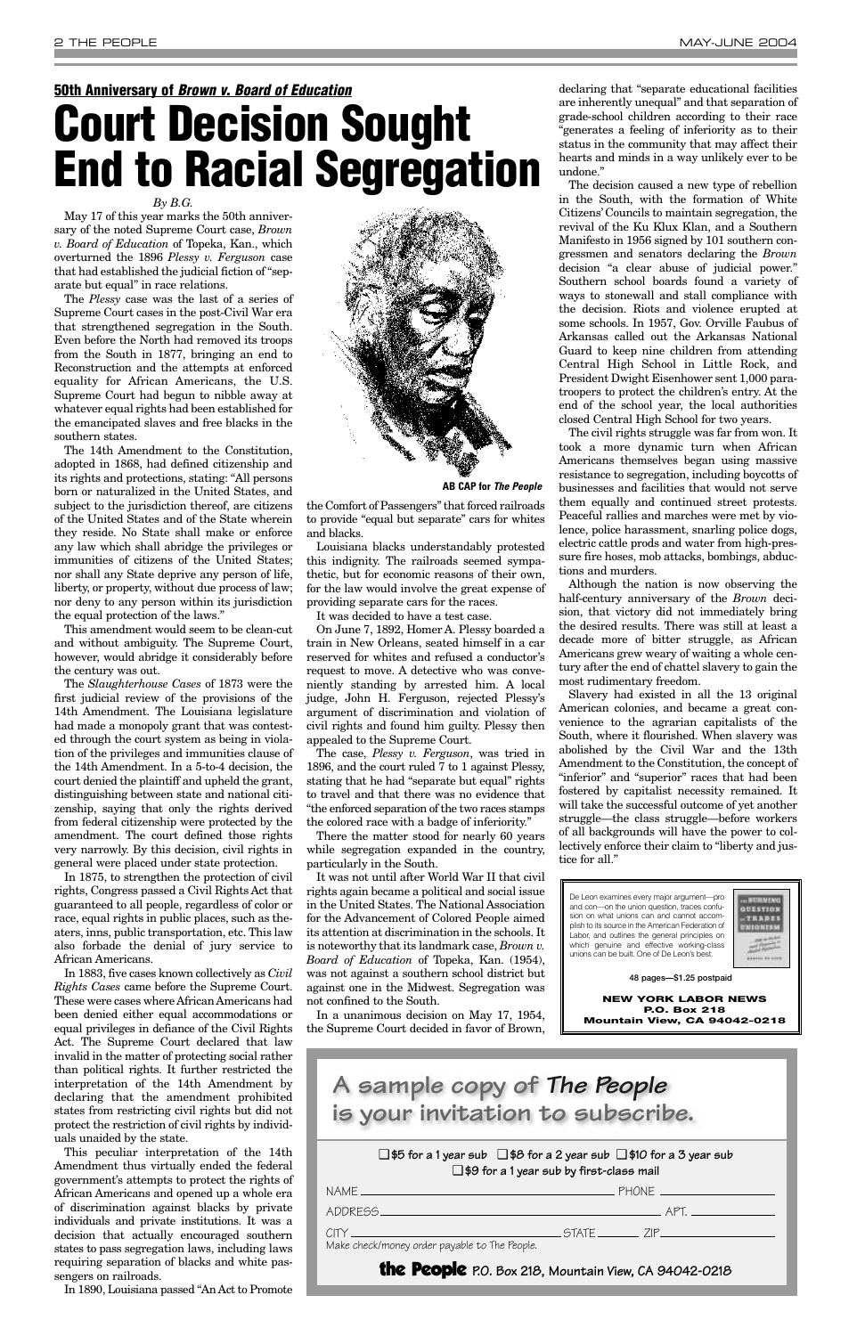**50th Anniversary of *Brown v. Board of Education***

# Court Decision Sought End to Racial Segregation

*By B.G.*

May 17 of this year marks the 50th anniversary of the noted Supreme Court case, *Brown v. Board of Education* of Topeka, Kan., which overturned the 1896 *Plessy v. Ferguson* case that had established the judicial fiction of "separate but equal" in race relations.

The *Plessy* case was the last of a series of Supreme Court cases in the post-Civil War era that strengthened segregation in the South. Even before the North had removed its troops from the South in 1877, bringing an end to Reconstruction and the attempts at enforced equality for African Americans, the U.S. Supreme Court had begun to nibble away at whatever equal rights had been established for the emancipated slaves and free blacks in the southern states.

The 14th Amendment to the Constitution, adopted in 1868, had defined citizenship and its rights and protections, stating: "All persons born or naturalized in the United States, and subject to the jurisdiction thereof, are citizens of the United States and of the State wherein they reside. No State shall make or enforce any law which shall abridge the privileges or immunities of citizens of the United States; nor shall any State deprive any person of life, liberty, or property, without due process of law; nor deny to any person within its jurisdiction the equal protection of the laws."

This amendment would seem to be clean-cut and without ambiguity. The Supreme Court, however, would abridge it considerably before the century was out.

The *Slaughterhouse Cases* of 1873 were the first judicial review of the provisions of the 14th Amendment. The Louisiana legislature had made a monopoly grant that was contested through the court system as being in violation of the privileges and immunities clause of the 14th Amendment. In a 5-to-4 decision, the court denied the plaintiff and upheld the grant, distinguishing between state and national citizenship, saying that only the rights derived from federal citizenship were protected by the amendment. The court defined those rights very narrowly. By this decision, civil rights in general were placed under state protection.

In 1875, to strengthen the protection of civil rights, Congress passed a Civil Rights Act that guaranteed to all people, regardless of color or race, equal rights in public places, such as theaters, inns, public transportation, etc. This law also forbade the denial of jury service to African Americans.

In 1883, five cases known collectively as *Civil Rights Cases* came before the Supreme Court. These were cases where African Americans had been denied either equal accommodations or equal privileges in defiance of the Civil Rights Act. The Supreme Court declared that law invalid in the matter of protecting social rather than political rights. It further restricted the interpretation of the 14th Amendment by declaring that the amendment prohibited states from restricting civil rights but did not protect the restriction of civil rights by individuals unaided by the state.

This peculiar interpretation of the 14th Amendment thus virtually ended the federal government's attempts to protect the rights of African Americans and opened up a whole era of discrimination against blacks by private individuals and private institutions. It was a decision that actually encouraged southern states to pass segregation laws, including laws requiring separation of blacks and white passengers on railroads.

In 1890, Louisiana passed "An Act to Promote the Comfort of Passengers" that forced railroads to provide "equal but separate" cars for whites and blacks.

**AB CAP for *The People***

Louisiana blacks understandably protested this indignity. The railroads seemed sympathetic, but for economic reasons of their own, for the law would involve the great expense of providing separate cars for the races.

It was decided to have a test case.

On June 7, 1892, Homer A. Plessy boarded a train in New Orleans, seated himself in a car reserved for whites and refused a conductor's request to move. A detective who was conveniently standing by arrested him. A local judge, John H. Ferguson, rejected Plessy's argument of discrimination and violation of civil rights and found him guilty. Plessy then appealed to the Supreme Court.

The case, *Plessy v. Ferguson*, was tried in 1896, and the court ruled 7 to 1 against Plessy, stating that he had "separate but equal" rights to travel and that there was no evidence that "the enforced separation of the two races stamps the colored race with a badge of inferiority."

There the matter stood for nearly 60 years while segregation expanded in the country, particularly in the South.

It was not until after World War II that civil rights again became a political and social issue in the United States. The National Association for the Advancement of Colored People aimed its attention at discrimination in the schools. It is noteworthy that its landmark case, *Brown v. Board of Education* of Topeka, Kan. (1954), was not against a southern school district but against one in the Midwest. Segregation was not confined to the South.

In a unanimous decision on May 17, 1954, the Supreme Court decided in favor of Brown, declaring that "separate educational facilities are inherently unequal" and that separation of grade-school children according to their race "generates a feeling of inferiority as to their status in the community that may affect their hearts and minds in a way unlikely ever to be undone."

The decision caused a new type of rebellion in the South, with the formation of White Citizens' Councils to maintain segregation, the revival of the Ku Klux Klan, and a Southern Manifesto in 1956 signed by 101 southern congressmen and senators declaring the *Brown* decision "a clear abuse of judicial power." Southern school boards found a variety of ways to stonewall and stall compliance with the decision. Riots and violence erupted at some schools. In 1957, Gov. Orville Faubus of Arkansas called out the Arkansas National Guard to keep nine children from attending Central High School in Little Rock, and President Dwight Eisenhower sent 1,000 paratroopers to protect the children's entry. At the end of the school year, the local authorities closed Central High School for two years.

The civil rights struggle was far from won. It took a more dynamic turn when African Americans themselves began using massive resistance to segregation, including boycotts of businesses and facilities that would not serve them equally and continued street protests. Peaceful rallies and marches were met by violence, police harassment, snarling police dogs, electric cattle prods and water from high-pressure fire hoses, mob attacks, bombings, abductions and murders.

Although the nation is now observing the half-century anniversary of the *Brown* decision, that victory did not immediately bring the desired results. There was still at least a decade more of bitter struggle, as African Americans grew weary of waiting a whole century after the end of chattel slavery to gain the most rudimentary freedom.

Slavery had existed in all the 13 original American colonies, and became a great convenience to the agrarian capitalists of the South, where it flourished. When slavery was abolished by the Civil War and the 13th Amendment to the Constitution, the concept of "inferior" and "superior" races that had been fostered by capitalist necessity remained. It will take the successful outcome of yet another struggle—the class struggle—before workers of all backgrounds will have the power to collectively enforce their claim to "liberty and justice for all."

---

De Leon examines every major argument—pro and con—on the union question, traces confusion on what unions can and cannot accomplish to its source in the American Federation of Labor, and outlines the general principles on which genuine and effective working-class unions can be built. One of De Leon's best.

48 pages—$1.25 postpaid

**NEW YORK LABOR NEWS**
**P.O. Box 218**
**Mountain View, CA 94042-0218**

---

## A sample copy of *The People* is your invitation to subscribe.

❑ $5 for a 1 year sub ❑ $8 for a 2 year sub ❑ $10 for a 3 year sub
❑ $9 for a 1 year sub by first-class mail

NAME ______________________ PHONE ____________

ADDRESS ______________________ APT. ________

CITY ______________ STATE ______ ZIP ________

Make check/money order payable to The People.

**the People** P.O. Box 218, Mountain View, CA 94042-0218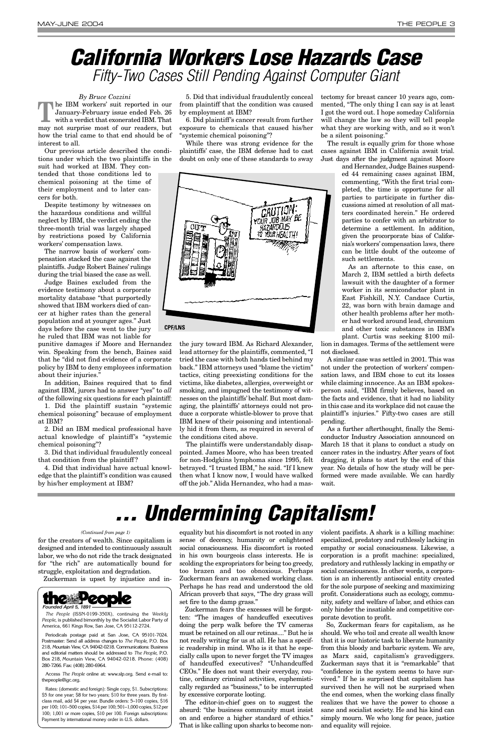# California Workers Lose Hazards Case

## Fifty-Two Cases Still Pending Against Computer Giant

*By Bruce Cozzini*

The IBM workers' suit reported in our January-February issue ended Feb. 26 with a verdict that exonerated IBM. That may not surprise most of our readers, but how the trial came to that end should be of interest to all.

Our previous article described the conditions under which the two plaintiffs in the suit had worked at IBM. They contended that those conditions led to chemical poisoning at the time of their employment and to later cancers for both.

Despite testimony by witnesses on the hazardous conditions and willful neglect by IBM, the verdict ending the three-month trial was largely shaped by restrictions posed by California workers' compensation laws.

The narrow basis of workers' compensation stacked the case against the plaintiffs. Judge Robert Baines' rulings during the trial biased the case as well.

Judge Baines excluded from the evidence testimony about a corporate mortality database "that purportedly showed that IBM workers died of cancer at higher rates than the general population and at younger ages." Just days before the case went to the jury he ruled that IBM was not liable for punitive damages if Moore and Hernandez win. Speaking from the bench, Baines said that he "did not find evidence of a corporate policy by IBM to deny employees information about their injuries."

In addition, Baines required that to find against IBM, jurors had to answer "yes" to *all* of the following six questions for each plaintiff:

1. Did the plaintiff sustain "systemic chemical poisoning" because of employment at IBM?

2. Did an IBM medical professional have actual knowledge of plaintiff's "systemic chemical poisoning"?

3. Did that individual fraudulently conceal that condition from the plaintiff?

4. Did that individual have actual knowledge that the plaintiff's condition was caused by his/her employment at IBM?

5. Did that individual fraudulently conceal from plaintiff that the condition was caused by employment at IBM?

6. Did plaintiff's cancer result from further exposure to chemicals that caused his/her "systemic chemical poisoning"?

While there was strong evidence for the plaintiffs' case, the IBM defense had to cast doubt on only one of these standards to sway the jury toward IBM. As Richard Alexander, lead attorney for the plaintiffs, commented, "I tried the case with both hands tied behind my back." IBM attorneys used "blame the victim" tactics, citing preexisting conditions for the victims, like diabetes, allergies, overweight or smoking, and impugned the testimony of witnesses on the plaintiffs' behalf. But most damaging, the plaintiffs' attorneys could not produce a corporate whistle-blower to prove that IBM knew of their poisoning and intentionally hid it from them, as required in several of the conditions cited above.

The plaintiffs were understandably disappointed. James Moore, who has been treated for non-Hodgkins lymphoma since 1995, felt betrayed. "I trusted IBM," he said. "If I knew then what I know now, I would have walked off the job." Alida Hernandez, who had a mastectomy for breast cancer 10 years ago, commented, "The only thing I can say is at least I got the word out. I hope someday California will change the law so they will tell people what they are working with, and so it won't be a silent poisoning."

The result is equally grim for those whose cases against IBM in California await trial. Just days after the judgment against Moore and Hernandez, Judge Baines suspended 44 remaining cases against IBM, commenting, "With the first trial completed, the time is opportune for all parties to participate in further discussions aimed at resolution of all matters coordinated herein." He ordered parties to confer with an arbitrator to determine a settlement. In addition, given the procorporate bias of California's workers' compensation laws, there can be little doubt of the outcome of such settlements.

As an afternote to this case, on March 2, IBM settled a birth defects lawsuit with the daughter of a former worker in its semiconductor plant in East Fishkill, N.Y. Candace Curtis, 22, was born with brain damage and other health problems after her mother had worked around lead, chromium and other toxic substances in IBM's plant. Curtis was seeking $100 million in damages. Terms of the settlement were not disclosed.

A similar case was settled in 2001. This was not under the protection of workers' compensation laws, and IBM chose to cut its losses while claiming innocence. As an IBM spokesperson said, "IBM firmly believes, based on the facts and evidence, that it had no liability in this case and its workplace did not cause the plaintiff's injuries." Fifty-two cases are still pending.

As a further afterthought, finally the Semiconductor Industry Association announced on March 18 that it plans to conduct a study on cancer rates in the industry. After years of foot dragging, it plans to start by the end of this year. No details of how the study will be performed were made available. We can hardly wait.

CPF/LNS

# ... Undermining Capitalism!

*(Continued from page 1)*

for the creators of wealth. Since capitalism is designed and intended to continuously assault labor, we who do not ride the track designated for "the rich" are automatically bound for struggle, exploitation and degradation.

Zuckerman is upset by injustice and inequality but his discomfort is not rooted in any sense of decency, humanity or enlightened social consciousness. His discomfort is rooted in his own bourgeois class interests. He is scolding the expropriators for being too greedy, too brazen and too obnoxious. Perhaps Zuckerman fears an awakened working class. Perhaps he has read and understood the old African proverb that says, "The dry grass will set fire to the damp grass."

Zuckerman fears the excesses will be forgotten: "The images of handcuffed executives doing the perp walk before the TV cameras must be retained on all our retinas...." But he is not really writing for us at all. He has a specific readership in mind. Who is it that he especially calls upon to never forget the TV images of handcuffed executives? "Unhandcuffed CEOs." He does not want their everyday, routine, ordinary criminal activities, euphemistically regarded as "business," to be interrupted by excessive corporate looting.

The editor-in-chief goes on to suggest the absurd: "the business community must insist on and enforce a higher standard of ethics." That is like calling upon sharks to become nonviolent pacifists. A shark is a killing machine: specialized, predatory and ruthlessly lacking in empathy or social consciousness. Likewise, a corporation is a profit machine: specialized, predatory and ruthlessly lacking in empathy or social consciousness. In other words, a corporation is an inherently antisocial entity created for the sole purpose of seeking and maximizing profit. Considerations such as ecology, community, safety and welfare of labor, and ethics can only hinder the insatiable and competitive corporate devotion to profit.

So, Zuckerman fears for capitalism, as he should. We who toil and create all wealth know that it is our historic task to liberate humanity from this bloody and barbaric system. We are, as Marx said, capitalism's gravediggers. Zuckerman says that it is "remarkable" that "confidence in the system seems to have survived." If he is surprised that capitalism has survived then he will not be surprised when the end comes, when the working class finally realizes that we have the power to choose a sane and socialist society. He and his kind can simply mourn. We who long for peace, justice and equality will rejoice.

---

**the People**
*Founded April 5, 1891*

*The People* (ISSN-0199-350X), continuing the *Weekly People*, is published bimonthly by the Socialist Labor Party of America, 661 Kings Row, San Jose, CA 95112-2724.

Periodicals postage paid at San Jose, CA 95101-7024. Postmaster: Send all address changes to *The People*, P.O. Box 218, Mountain View, CA 94042-0218. Communications: Business and editorial matters should be addressed to *The People*, P.O. Box 218, Mountain View, CA 94042-0218. Phone: (408) 280-7266. Fax: (408) 280-6964.

Access *The People* online at: www.slp.org. Send e-mail to: thepeople@igc.org.

Rates: (domestic and foreign): Single copy, $1. Subscriptions: $5 for one year; $8 for two years; $10 for three years. By first-class mail, add $4 per year. Bundle orders: 5–100 copies, $16 per 100; 101–500 copies, $14 per 100; 501–1,000 copies, $12 per 100; 1,001 or more copies, $10 per 100. Foreign subscriptions: Payment by international money order in U.S. dollars.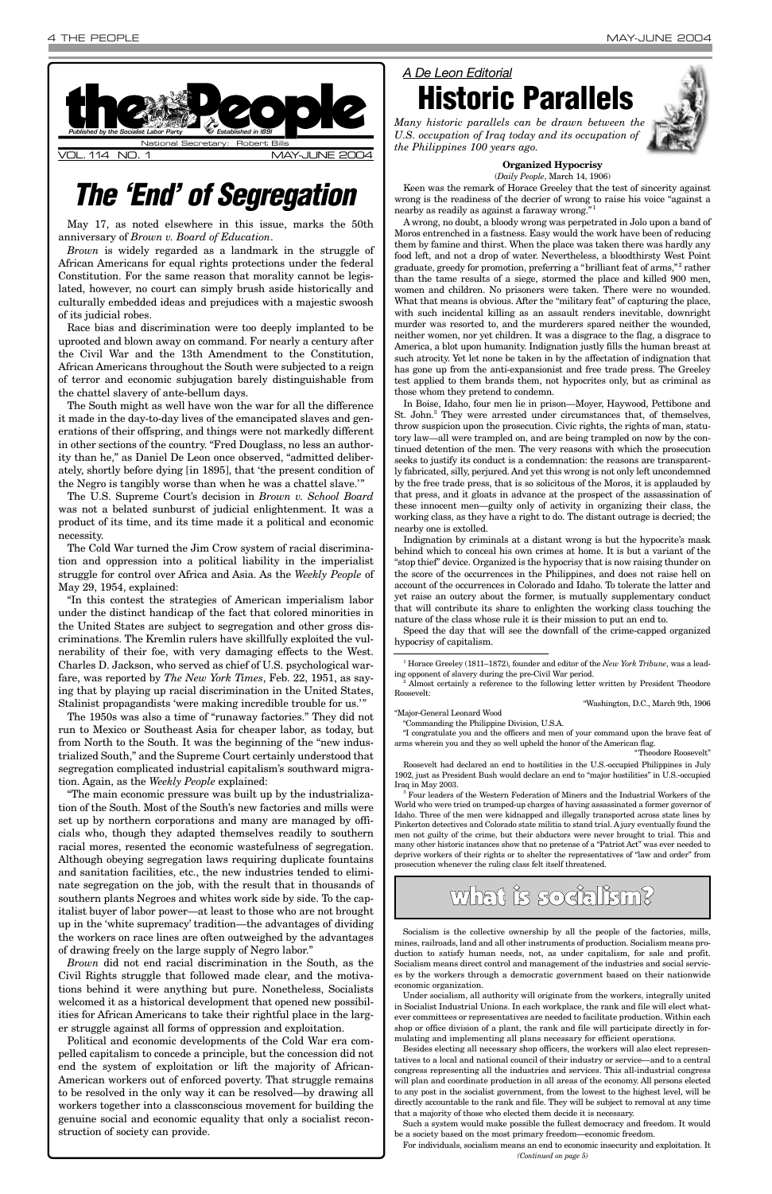# the People

*Published by the Socialist Labor Party* — *Established in 1891*

National Secretary: Robert Bills

VOL. 114 NO. 1 MAY-JUNE 2004

# *The 'End' of Segregation*

May 17, as noted elsewhere in this issue, marks the 50th anniversary of *Brown v. Board of Education*.

*Brown* is widely regarded as a landmark in the struggle of African Americans for equal rights protections under the federal Constitution. For the same reason that morality cannot be legislated, however, no court can simply brush aside historically and culturally embedded ideas and prejudices with a majestic swoosh of its judicial robes.

Race bias and discrimination were too deeply implanted to be uprooted and blown away on command. For nearly a century after the Civil War and the 13th Amendment to the Constitution, African Americans throughout the South were subjected to a reign of terror and economic subjugation barely distinguishable from the chattel slavery of ante-bellum days.

The South might as well have won the war for all the difference it made in the day-to-day lives of the emancipated slaves and generations of their offspring, and things were not markedly different in other sections of the country. "Fred Douglass, no less an authority than he," as Daniel De Leon once observed, "admitted deliberately, shortly before dying [in 1895], that 'the present condition of the Negro is tangibly worse than when he was a chattel slave.'"

The U.S. Supreme Court's decision in *Brown v. School Board* was not a belated sunburst of judicial enlightenment. It was a product of its time, and its time made it a political and economic necessity.

The Cold War turned the Jim Crow system of racial discrimination and oppression into a political liability in the imperialist struggle for control over Africa and Asia. As the *Weekly People* of May 29, 1954, explained:

"In this contest the strategies of American imperialism labor under the distinct handicap of the fact that colored minorities in the United States are subject to segregation and other gross discriminations. The Kremlin rulers have skillfully exploited the vulnerability of their foe, with very damaging effects to the West. Charles D. Jackson, who served as chief of U.S. psychological warfare, was reported by *The New York Times*, Feb. 22, 1951, as saying that by playing up racial discrimination in the United States, Stalinist propagandists 'were making incredible trouble for us.'"

The 1950s was also a time of "runaway factories." They did not run to Mexico or Southeast Asia for cheaper labor, as today, but from North to the South. It was the beginning of the "new industrialized South," and the Supreme Court certainly understood that segregation complicated industrial capitalism's southward migration. Again, as the *Weekly People* explained:

"The main economic pressure was built up by the industrialization of the South. Most of the South's new factories and mills were set up by northern corporations and many are managed by officials who, though they adapted themselves readily to southern racial mores, resented the economic wastefulness of segregation. Although obeying segregation laws requiring duplicate fountains and sanitation facilities, etc., the new industries tended to eliminate segregation on the job, with the result that in thousands of southern plants Negroes and whites work side by side. To the capitalist buyer of labor power—at least to those who are not brought up in the 'white supremacy' tradition—the advantages of dividing the workers on race lines are often outweighed by the advantages of drawing freely on the large supply of Negro labor."

*Brown* did not end racial discrimination in the South, as the Civil Rights struggle that followed made clear, and the motivations behind it were anything but pure. Nonetheless, Socialists welcomed it as a historical development that opened new possibilities for African Americans to take their rightful place in the larger struggle against all forms of oppression and exploitation.

Political and economic developments of the Cold War era compelled capitalism to concede a principle, but the concession did not end the system of exploitation or lift the majority of African-American workers out of enforced poverty. That struggle remains to be resolved in the only way it can be resolved—by drawing all workers together into a classconscious movement for building the genuine social and economic equality that only a socialist reconstruction of society can provide.

*A De Leon Editorial*

# Historic Parallels

*Many historic parallels can be drawn between the U.S. occupation of Iraq today and its occupation of the Philippines 100 years ago.*

### Organized Hypocrisy

(*Daily People*, March 14, 1906)

Keen was the remark of Horace Greeley that the test of sincerity against wrong is the readiness of the decrier of wrong to raise his voice "against a nearby as readily as against a faraway wrong."[1]

A wrong, no doubt, a bloody wrong was perpetrated in Jolo upon a band of Moros entrenched in a fastness. Easy would the work have been of reducing them by famine and thirst. When the place was taken there was hardly any food left, and not a drop of water. Nevertheless, a bloodthirsty West Point graduate, greedy for promotion, preferring a "brilliant feat of arms,"[2] rather than the tame results of a siege, stormed the place and killed 900 men, women and children. No prisoners were taken. There were no wounded. What that means is obvious. After the "military feat" of capturing the place, with such incidental killing as an assault renders inevitable, downright murder was resorted to, and the murderers spared neither the wounded, neither women, nor yet children. It was a disgrace to the flag, a disgrace to America, a blot upon humanity. Indignation justly fills the human breast at such atrocity. Yet let none be taken in by the affectation of indignation that has gone up from the anti-expansionist and free trade press. The Greeley test applied to them brands them, not hypocrites only, but as criminal as those whom they pretend to condemn.

In Boise, Idaho, four men lie in prison—Moyer, Haywood, Pettibone and St. John.[3] They were arrested under circumstances that, of themselves, throw suspicion upon the prosecution. Civic rights, the rights of man, statutory law—all were trampled on, and are being trampled on now by the continued detention of the men. The very reasons with which the prosecution seeks to justify its conduct is a condemnation: the reasons are transparently fabricated, silly, perjured. And yet this wrong is not only left uncondemned by the free trade press, that is so solicitous of the Moros, it is applauded by that press, and it gloats in advance at the prospect of the assassination of these innocent men—guilty only of activity in organizing their class, the working class, as they have a right to do. The distant outrage is decried; the nearby one is extolled.

Indignation by criminals at a distant wrong is but the hypocrite's mask behind which to conceal his own crimes at home. It is but a variant of the "stop thief" device. Organized is the hypocrisy that is now raising thunder on the score of the occurrences in the Philippines, and does not raise hell on account of the occurrences in Colorado and Idaho. To tolerate the latter and yet raise an outcry about the former, is mutually supplementary conduct that will contribute its share to enlighten the working class touching the nature of the class whose rule it is their mission to put an end to.

Speed the day that will see the downfall of the crime-capped organized hypocrisy of capitalism.

---

[1] Horace Greeley (1811–1872), founder and editor of the *New York Tribune*, was a leading opponent of slavery during the pre-Civil War period.

[2] Almost certainly a reference to the following letter written by President Theodore Roosevelt:

"Washington, D.C., March 9th, 1906

"Major-General Leonard Wood

"Commanding the Philippine Division, U.S.A.

"I congratulate you and the officers and men of your command upon the brave feat of arms wherein you and they so well upheld the honor of the American flag.

"Theodore Roosevelt"

Roosevelt had declared an end to hostilities in the U.S.-occupied Philippines in July 1902, just as President Bush would declare an end to "major hostilities" in U.S.-occupied Iraq in May 2003.

[3] Four leaders of the Western Federation of Miners and the Industrial Workers of the World who were tried on trumped-up charges of having assassinated a former governor of Idaho. Three of the men were kidnapped and illegally transported across state lines by Pinkerton detectives and Colorado state militia to stand trial. A jury eventually found the men not guilty of the crime, but their abductors were never brought to trial. This and many other historic instances show that no pretense of a "Patriot Act" was ever needed to deprive workers of their rights or to shelter the representatives of "law and order" from prosecution whenever the ruling class felt itself threatened.

# what is socialism?

Socialism is the collective ownership by all the people of the factories, mills, mines, railroads, land and all other instruments of production. Socialism means production to satisfy human needs, not, as under capitalism, for sale and profit. Socialism means direct control and management of the industries and social services by the workers through a democratic government based on their nationwide economic organization.

Under socialism, all authority will originate from the workers, integrally united in Socialist Industrial Unions. In each workplace, the rank and file will elect whatever committees or representatives are needed to facilitate production. Within each shop or office division of a plant, the rank and file will participate directly in formulating and implementing all plans necessary for efficient operations.

Besides electing all necessary shop officers, the workers will also elect representatives to a local and national council of their industry or service—and to a central congress representing all the industries and services. This all-industrial congress will plan and coordinate production in all areas of the economy. All persons elected to any post in the socialist government, from the lowest to the highest level, will be directly accountable to the rank and file. They will be subject to removal at any time that a majority of those who elected them decide it is necessary.

Such a system would make possible the fullest democracy and freedom. It would be a society based on the most primary freedom—economic freedom.

For individuals, socialism means an end to economic insecurity and exploitation. It

*(Continued on page 5)*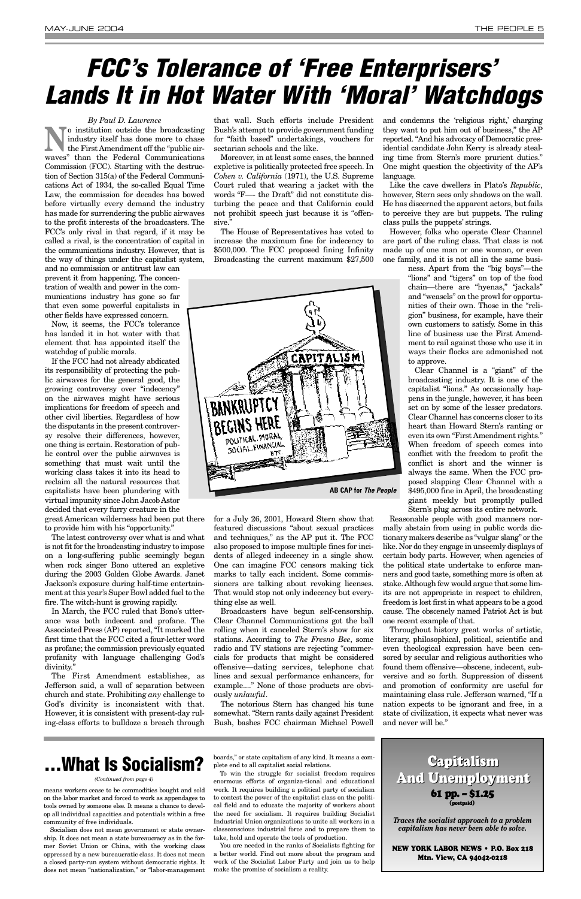# FCC's Tolerance of 'Free Enterprisers' Lands It in Hot Water With 'Moral' Watchdogs

*By Paul D. Lawrence*

No institution outside the broadcasting industry itself has done more to chase the First Amendment off the "public airwaves" than the Federal Communications Commission (FCC). Starting with the destruction of Section 315(a) of the Federal Communications Act of 1934, the so-called Equal Time Law, the commission for decades has bowed before virtually every demand the industry has made for surrendering the public airwaves to the profit interests of the broadcasters. The FCC's only rival in that regard, if it may be called a rival, is the concentration of capital in the communications industry. However, that is the way of things under the capitalist system, and no commission or antitrust law can prevent it from happening. The concentration of wealth and power in the communications industry has gone so far that even some powerful capitalists in other fields have expressed concern.

Now, it seems, the FCC's tolerance has landed it in hot water with that element that has appointed itself the watchdog of public morals.

If the FCC had not already abdicated its responsibility of protecting the public airwaves for the general good, the growing controversy over "indecency" on the airwaves might have serious implications for freedom of speech and other civil liberties. Regardless of how the disputants in the present controversy resolve their differences, however, one thing is certain. Restoration of public control over the public airwaves is something that must wait until the working class takes it into its head to reclaim all the natural resources that capitalists have been plundering with virtual impunity since John Jacob Astor decided that every furry creature in the great American wilderness had been put there to provide him with his "opportunity."

The latest controversy over what is and what is not fit for the broadcasting industry to impose on a long-suffering public seemingly began when rock singer Bono uttered an expletive during the 2003 Golden Globe Awards. Janet Jackson's exposure during half-time entertainment at this year's Super Bowl added fuel to the fire. The witch-hunt is growing rapidly.

In March, the FCC ruled that Bono's utterance was both indecent and profane. The Associated Press (AP) reported, "It marked the first time that the FCC cited a four-letter word as profane; the commission previously equated profanity with language challenging God's divinity."

The First Amendment establishes, as Jefferson said, a wall of separation between church and state. Prohibiting *any* challenge to God's divinity is inconsistent with that. However, it is consistent with present-day ruling-class efforts to bulldoze a breach through that wall. Such efforts include President Bush's attempt to provide government funding for "faith based" undertakings, vouchers for sectarian schools and the like.

Moreover, in at least some cases, the banned expletive is politically protected free speech. In *Cohen v. California* (1971), the U.S. Supreme Court ruled that wearing a jacket with the words "F— the Draft" did not constitute disturbing the peace and that California could not prohibit speech just because it is "offensive."

The House of Representatives has voted to increase the maximum fine for indecency to $500,000. The FCC proposed fining Infinity Broadcasting the current maximum $27,500 for a July 26, 2001, Howard Stern show that featured discussions "about sexual practices and techniques," as the AP put it. The FCC also proposed to impose multiple fines for incidents of alleged indecency in a single show. One can imagine FCC censors making tick marks to tally each incident. Some commissioners are talking about revoking licenses. That would stop not only indecency but everything else as well.

AB CAP for *The People*

Broadcasters have begun self-censorship. Clear Channel Communications got the ball rolling when it canceled Stern's show for six stations. According to *The Fresno Bee*, some radio and TV stations are rejecting "commercials for products that might be considered offensive—dating services, telephone chat lines and sexual performance enhancers, for example...." None of those products are obviously *unlawful*.

The notorious Stern has changed his tune somewhat. "Stern rants daily against President Bush, bashes FCC chairman Michael Powell and condemns the 'religious right,' charging they want to put him out of business," the AP reported. "And his advocacy of Democratic presidential candidate John Kerry is already stealing time from Stern's more prurient duties." One might question the objectivity of the AP's language.

Like the cave dwellers in Plato's *Republic*, however, Stern sees only shadows on the wall. He has discerned the apparent actors, but fails to perceive they are but puppets. The ruling class pulls the puppets' strings.

However, folks who operate Clear Channel are part of the ruling class. That class is not made up of one man or one woman, or even one family, and it is not all in the same business. Apart from the "big boys"—the "lions" and "tigers" on top of the food chain—there are "hyenas," "jackals" and "weasels" on the prowl for opportunities of their own. Those in the "religion" business, for example, have their own customers to satisfy. Some in this line of business use the First Amendment to rail against those who use it in ways their flocks are admonished not to approve.

Clear Channel is a "giant" of the broadcasting industry. It is one of the capitalist "lions." As occasionally happens in the jungle, however, it has been set on by some of the lesser predators. Clear Channel has concerns closer to its heart than Howard Stern's ranting or even its own "First Amendment rights." When freedom of speech comes into conflict with the freedom to profit the conflict is short and the winner is always the same. When the FCC proposed slapping Clear Channel with a $495,000 fine in April, the broadcasting giant meekly but promptly pulled Stern's plug across its entire network.

Reasonable people with good manners normally abstain from using in public words dictionary makers describe as "vulgar slang" or the like. Nor do they engage in unseemly displays of certain body parts. However, when agencies of the political state undertake to enforce manners and good taste, something more is often at stake. Although few would argue that some limits are not appropriate in respect to children, freedom is lost first in what appears to be a good cause. The obscenely named Patriot Act is but one recent example of that.

Throughout history great works of artistic, literary, philosophical, political, scientific and even theological expression have been censored by secular and religious authorities who found them offensive—obscene, indecent, subversive and so forth. Suppression of dissent and promotion of conformity are useful for maintaining class rule. Jefferson warned, "If a nation expects to be ignorant and free, in a state of civilization, it expects what never was and never will be."

# ...What Is Socialism?

*(Continued from page 4)*

means workers cease to be commodities bought and sold on the labor market and forced to work as appendages to tools owned by someone else. It means a chance to develop all individual capacities and potentials within a free community of free individuals.

Socialism does not mean government or state ownership. It does not mean a state bureaucracy as in the former Soviet Union or China, with the working class oppressed by a new bureaucratic class. It does not mean a closed party-run system without democratic rights. It does not mean "nationalization," or "labor-management boards," or state capitalism of any kind. It means a complete end to all capitalist social relations.

To win the struggle for socialist freedom requires enormous efforts of organiza-tional and educational work. It requires building a political party of socialism to contest the power of the capitalist class on the political field and to educate the majority of workers about the need for socialism. It requires building Socialist Industrial Union organizations to unite all workers in a classconscious industrial force and to prepare them to take, hold and operate the tools of production.

You are needed in the ranks of Socialists fighting for a better world. Find out more about the program and work of the Socialist Labor Party and join us to help make the promise of socialism a reality.

## Capitalism And Unemployment

**61 pp. – $1.25**
**(postpaid)**

***Traces the socialist approach to a problem capitalism has never been able to solve.***

**NEW YORK LABOR NEWS • P.O. Box 218 Mtn. View, CA 94042-0218**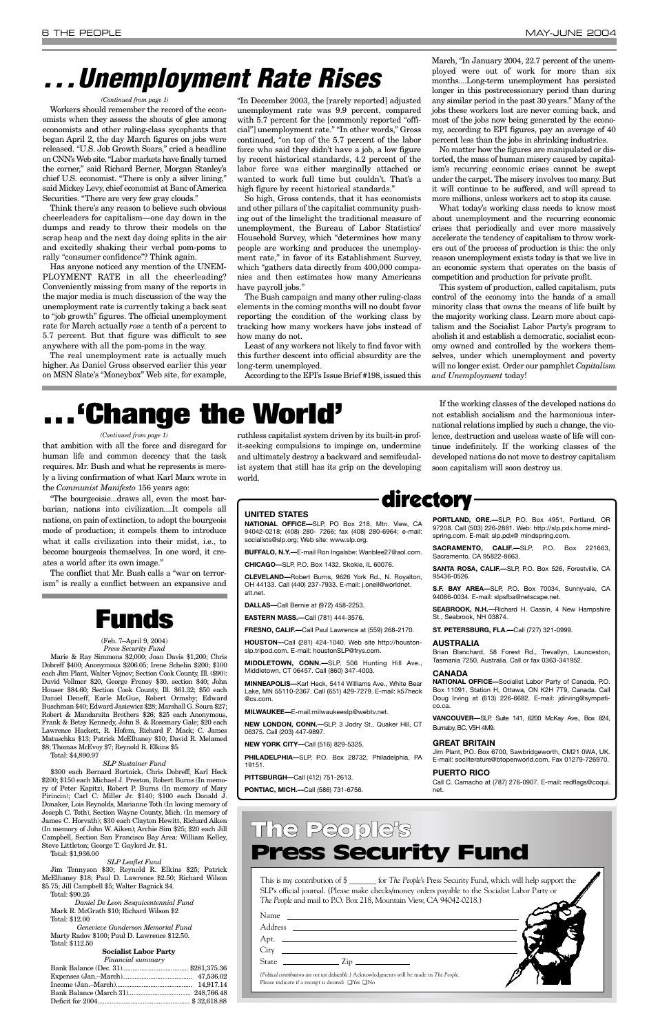# . . . Unemployment Rate Rises

*(Continued from page 1)*

Workers should remember the record of the economists when they assess the shouts of glee among economists and other ruling-class sycophants that began April 2, the day March figures on jobs were released. "U.S. Job Growth Soars," cried a headline on CNN's Web site. "Labor markets have finally turned the corner," said Richard Berner, Morgan Stanley's chief U.S. economist. "There is only a silver lining," said Mickey Levy, chief economist at Banc of America Securities. "There are very few gray clouds."

Think there's any reason to believe such obvious cheerleaders for capitalism—one day down in the dumps and ready to throw their models on the scrap heap and the next day doing splits in the air and excitedly shaking their verbal pom-poms to rally "consumer confidence"? Think again.

Has anyone noticed any mention of the UNEMPLOYMENT RATE in all the cheerleading? Conveniently missing from many of the reports in the major media is much discussion of the way the unemployment rate is currently taking a back seat to "job growth" figures. The official unemployment rate for March actually *rose* a tenth of a percent to 5.7 percent. But that figure was difficult to see anywhere with all the pom-poms in the way.

The real unemployment rate is actually much higher. As Daniel Gross observed earlier this year on MSN Slate's "Moneybox" Web site, for example, "In December 2003, the [rarely reported] adjusted unemployment rate was 9.9 percent, compared with 5.7 percent for the [commonly reported "official"] unemployment rate." "In other words," Gross continued, "on top of the 5.7 percent of the labor force who said they didn't have a job, a low figure by recent historical standards, 4.2 percent of the labor force was either marginally attached or wanted to work full time but couldn't. That's a high figure by recent historical standards."

So high, Gross contends, that it has economists and other pillars of the capitalist community pushing out of the limelight the traditional measure of unemployment, the Bureau of Labor Statistics' Household Survey, which "determines how many people are working and produces the unemployment rate," in favor of its Establishment Survey, which "gathers data directly from 400,000 companies and then estimates how many Americans have payroll jobs."

The Bush campaign and many other ruling-class elements in the coming months will no doubt favor reporting the condition of the working class by tracking how many workers have jobs instead of how many do not.

Least of any workers not likely to find favor with this further descent into official absurdity are the long-term unemployed.

According to the EPI's Issue Brief #198, issued this March, "In January 2004, 22.7 percent of the unemployed were out of work for more than six months....Long-term unemployment has persisted longer in this postrecessionary period than during any similar period in the past 30 years." Many of the jobs these workers lost are never coming back, and most of the jobs now being generated by the economy, according to EPI figures, pay an average of 40 percent less than the jobs in shrinking industries.

No matter how the figures are manipulated or distorted, the mass of human misery caused by capitalism's recurring economic crises cannot be swept under the carpet. The misery involves too many. But it will continue to be suffered, and will spread to more millions, unless workers act to stop its cause.

What today's working class needs to know most about unemployment and the recurring economic crises that periodically and ever more massively accelerate the tendency of capitalism to throw workers out of the process of production is this: the only reason unemployment exists today is that we live in an economic system that operates on the basis of competition and production for private profit.

This system of production, called capitalism, puts control of the economy into the hands of a small minority class that owns the means of life built by the majority working class. Learn more about capitalism and the Socialist Labor Party's program to abolish it and establish a democratic, socialist economy owned and controlled by the workers themselves, under which unemployment and poverty will no longer exist. Order our pamphlet *Capitalism and Unemployment* today!

# . . . 'Change the World'

*(Continued from page 1)*

that ambition with all the force and disregard for human life and common decency that the task requires. Mr. Bush and what he represents is merely a living confirmation of what Karl Marx wrote in the *Communist Manifesto* 156 years ago:

"The bourgeoisie...draws all, even the most barbarian, nations into civilization....It compels all nations, on pain of extinction, to adopt the bourgeois mode of production; it compels them to introduce what it calls civilization into their midst, i.e., to become bourgeois themselves. In one word, it creates a world after its own image."

The conflict that Mr. Bush calls a "war on terrorism" is really a conflict between an expansive and ruthless capitalist system driven by its built-in profit-seeking compulsions to impinge on, undermine and ultimately destroy a backward and semifeudalist system that still has its grip on the developing world.

If the working classes of the developed nations do not establish socialism and the harmonious international relations implied by such a change, the violence, destruction and useless waste of life will continue indefinitely. If the working classes of the developed nations do not move to destroy capitalism soon capitalism will soon destroy us.

# Funds

(Feb. 7–April 9, 2004)

*Press Security Fund*

Marie & Ray Simmons $2,000; Joan Davis $1,200; Chris Dobreff $400; Anonymous $206.05; Irene Schelin $200; $100 each Jim Plant, Walter Vojnov; Section Cook County, Ill. ($90): David Vollmer $20, George Frenoy $30, section $40; John Houser $84.60; Section Cook County, Ill. $61.32; $50 each Daniel Deneff, Earle McGue, Robert Ormsby; Edward Buschman $40; Edward Jasiewicz $28; Marshall G. Soura $27; Robert & Mandarsita Brothers $26; $25 each Anonymous, Frank & Betsy Kennedy, John S. & Rosemary Gale; $20 each Lawrence Hackett, R. Hofem, Richard F. Mack; C. James Matuschka $13; Patrick McElhaney $10; David R. Melamed $8; Thomas McEvoy $7; Reynold R. Elkins $5.

Total: $4,890.97

*SLP Sustainer Fund*

$300 each Bernard Bortnick, Chris Dobreff; Karl Heck $200; $150 each Michael J. Preston, Robert Burns (In memory of Peter Kapitz), Robert P. Burns (In memory of Mary Pirincin); Carl C. Miller Jr. $140; $100 each Donald J. Donaker, Lois Reynolds, Marianne Toth (In loving memory of Joseph C. Toth), Section Wayne County, Mich. (In memory of James C. Horvath); $30 each Clayton Hewitt, Richard Aiken (In memory of John W. Aiken); Archie Sim $25; $20 each Jill Campbell, Section San Francisco Bay Area: William Kelley, Steve Littleton; George T. Gaylord Jr. $1.

Total: $1,936.00

*SLP Leaflet Fund*

Jim Tennyson $30; Reynold R. Elkins $25; Patrick McElhaney $18; Paul D. Lawrence $2.50; Richard Wilson $5.75; Jill Campbell $5; Walter Bagnick $4.

Total: $90.25

*Daniel De Leon Sesquicentennial Fund*

Mark R. McGrath $10; Richard Wilson $2

Total: $12.00

*Genevieve Gunderson Memorial Fund*

Marty Radov $100; Paul D. Lawrence $12.50.

Total: $112.50

**Socialist Labor Party**

*Financial summary*

| | |
|---|---|
| Bank Balance (Dec. 31) | $281,375.36 |
| Expenses (Jan.–March) | 47,536.02 |
| Income (Jan.–March) | 14,917.14 |
| Bank Balance (March 31) | 248,766.48 |
| Deficit for 2004 | $ 32,618.88 |

# directory

### UNITED STATES

**NATIONAL OFFICE—**SLP, PO Box 218, Mtn. View, CA 94042-0218; (408) 280- 7266; fax (408) 280-6964; e-mail: socialists@slp.org; Web site: www.slp.org.

**BUFFALO, N.Y.—**E-mail Ron Ingalsbe: Wanblee27@aol.com.

**CHICAGO—**SLP, P.O. Box 1432, Skokie, IL 60076.

**CLEVELAND—**Robert Burns, 9626 York Rd., N. Royalton, OH 44133. Call (440) 237-7933. E-mail: j.oneil@worldnet.att.net.

**DALLAS—**Call Bernie at (972) 458-2253.

**EASTERN MASS.—**Call (781) 444-3576.

**FRESNO, CALIF.—**Call Paul Lawrence at (559) 268-2170.

**HOUSTON—**Call (281) 424-1040. Web site http://houstonslp.tripod.com. E-mail: houstonSLP@frys.com.

**MIDDLETOWN, CONN.—**SLP, 506 Hunting Hill Ave., Middletown, CT 06457. Call (860) 347-4003.

**MINNEAPOLIS—**Karl Heck, 5414 Williams Ave., White Bear Lake, MN 55110-2367. Call (651) 429-7279. E-mail: k57heck@cs.com.

**MILWAUKEE—**E-mail:milwaukeeslp@webtv.net.

**NEW LONDON, CONN.—**SLP, 3 Jodry St., Quaker Hill, CT 06375. Call (203) 447-9897.

**NEW YORK CITY—**Call (516) 829-5325.

**PHILADELPHIA—**SLP, P.O. Box 28732, Philadelphia, PA 19151.

**PITTSBURGH—**Call (412) 751-2613.

**PONTIAC, MICH.—**Call (586) 731-6756.

**PORTLAND, ORE.—**SLP, P.O. Box 4951, Portland, OR 97208. Call (503) 226-2881. Web: http://slp.pdx.home.mindspring.com. E-mail: slp.pdx@ mindspring.com.

**SACRAMENTO, CALIF.—**SLP, P.O. Box 221663, Sacramento, CA 95822-8663.

**SANTA ROSA, CALIF.—**SLP, P.O. Box 526, Forestville, CA 95436-0526.

**S.F. BAY AREA—**SLP, P.O. Box 70034, Sunnyvale, CA 94086-0034. E-mail: slpsfba@netscape.net.

**SEABROOK, N.H.—**Richard H. Cassin, 4 New Hampshire St., Seabrook, NH 03874.

**ST. PETERSBURG, FLA.—**Call (727) 321-0999.

### AUSTRALIA

Brian Blanchard, 58 Forest Rd., Trevallyn, Launceston, Tasmania 7250, Australia. Call or fax 0363-341952.

### CANADA

**NATIONAL OFFICE—**Socialist Labor Party of Canada, P.O. Box 11091, Station H, Ottawa, ON K2H 7T9, Canada. Call Doug Irving at (613) 226-6682. E-mail: jdirving@sympatico.ca.

**VANCOUVER—**SLP, Suite 141, 6200 McKay Ave., Box 824, Burnaby, BC, V5H 4M9.

### GREAT BRITAIN

Jim Plant, P.O. Box 6700, Sawbridgeworth, CM21 0WA, UK. E-mail: socliterature@btopenworld.com. Fax 01279-726970.

### PUERTO RICO

Call C. Camacho at (787) 276-0907. E-mail: redflags@coqui.net.

# The People's Press Security Fund

This is my contribution of $ _______ for *The People*'s Press Security Fund, which will help support the SLP's official journal. (Please make checks/money orders payable to the Socialist Labor Party or *The People* and mail to P.O. Box 218, Mountain View, CA 94042-0218.)

Name ____________________

Address ____________________

Apt. ____________________

City ____________________

State __________ Zip __________

*(Political contributions are not tax deductible.)* Acknowledgments will be made in *The People*.
Please indicate if a receipt is desired: ☐Yes ☐No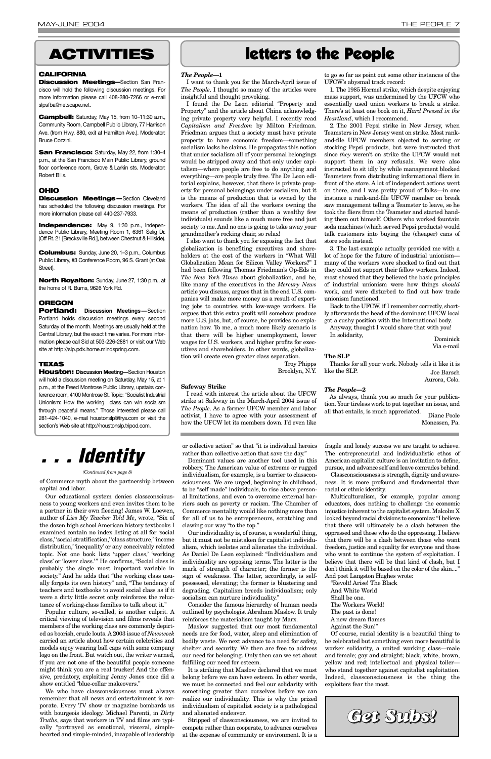# ACTIVITIES

### CALIFORNIA

**Discussion Meetings—**Section San Francisco will hold the following discussion meetings. For more information please call 408-280-7266 or e-mail slpsfba@netscape.net.

**Campbell:** Saturday, May 15, from 10–11:30 a.m., Community Room, Campbell Public Library, 77 Harrison Ave. (from Hwy. 880, exit at Hamilton Ave.). Moderator: Bruce Cozzini.

**San Francisco:** Saturday, May 22, from 1:30–4 p.m., at the San Francisco Main Public Library, ground floor conference room, Grove & Larkin sts. Moderator: Robert Bills.

### OHIO

**Discussion Meetings—**Section Cleveland has scheduled the following discussion meetings. For more information please call 440-237-7933.

**Independence:** May 9, 1:30 p.m., Independence Public Library, Meeting Room 1, 6361 Selig Dr. (Off Rt. 21 [Brecksville Rd.], between Chestnut & Hillside).

**Columbus:** Sunday, June 20, 1–3 p.m., Columbus Public Library, #3 Conference Room, 96 S. Grant (at Oak Street).

**North Royalton:** Sunday, June 27, 1:30 p.m., at the home of R. Burns, 9626 York Rd.

### OREGON

**Portland: Discussion Meetings—**Section Portland holds discussion meetings every second Saturday of the month. Meetings are usually held at the Central Library, but the exact time varies. For more information please call Sid at 503-226-2881 or visit our Web site at http://slp.pdx.home.mindspring.com.

### TEXAS

**Houston: Discussion Meeting—**Section Houston will hold a discussion meeting on Saturday, May 15, at 1 p.m., at the Freed Montrose Public Library, upstairs conference room, 4100 Montrose St. Topic: "Socialist Industrial Unionism: How the working class can win socialism through peaceful means." Those interested please call 281-424-1040, e-mail houstonslp@frys.com or visit the section's Web site at http://houstonslp.tripod.com.

# letters to the People

### *The People*—1

I want to thank you for the March-April issue of *The People*. I thought so many of the articles were insightful and thought provoking.

I found the De Leon editorial "Property and Property" and the article about China acknowledging private property very helpful. I recently read *Capitalism and Freedom* by Milton Friedman. Friedman argues that a society must have private property to have economic freedom—something socialism lacks he claims. He propagates this notion that under socialism all of your personal belongings would be stripped away and that only under capitalism—where people are free to do anything and everything—are people truly free. The De Leon editorial explains, however, that there is private property for personal belongings under socialism, but it is the means of production that is owned by the workers. The idea of all the workers owning the means of production (rather than a wealthy few individuals) sounds like a much more free and just society to me. And no one is going to take away your grandmother's rocking chair, so relax!

I also want to thank you for exposing the fact that globalization is benefiting executives and shareholders at the cost of the workers in "What Will Globalization Mean for Silicon Valley Workers?" I had been following Thomas Friedman's Op-Eds in *The New York Times* about globalization, and he, like many of the executives in the *Mercury News* article you discuss, argues that in the end U.S. companies will make more money as a result of exporting jobs to countries with low-wage workers. He argues that this extra profit will somehow produce more U.S. jobs, but, of course, he provides no explanation how. To me, a much more likely scenario is that there will be higher unemployment, lower wages for U.S. workers, and higher profits for executives and shareholders. In other words, globalization will create even greater class separation.

Troy Phipps
Brooklyn, N.Y.

### Safeway Strike

I read with interest the article about the UFCW strike at Safeway in the March-April 2004 issue of *The People*. As a former UFCW member and labor activist, I have to agree with your assessment of how the UFCW let its members down. I'd even like to go so far as point out some other instances of the UFCW's abysmal track record:

1. The 1985 Hormel strike, which despite enjoying mass support, was undermined by the UFCW who essentially used union workers to break a strike. There's at least one book on it, *Hard Pressed in the Heartland*, which I recommend.

2. The 2001 Pepsi strike in New Jersey, when Teamsters in New Jersey went on strike. Most rank-and-file UFCW members objected to serving or stocking Pepsi products, but were instructed that since *they* weren't on strike the UFCW would not support them in any refusals. We were also instructed to sit idly by while management blocked Teamsters from distributing informational fliers in front of the store. A lot of independent actions went on there, and I was pretty proud of folks—in one instance a rank-and-file UFCW member on break saw management telling a Teamster to leave, so he took the fliers from the Teamster and started handing them out himself. Others who worked fountain soda machines (which served Pepsi products) would talk customers into buying the (cheaper) cans of store soda instead.

3. The last example actually provided me with a lot of hope for the future of industrial unionism—many of the workers were shocked to find out that they could not support their fellow workers. Indeed, most showed that they believed the basic principles of industrial unionism were how things *should* work, and were disturbed to find out how trade unionism functioned.

Back to the UFCW, if I remember correctly, shortly afterwards the head of the dominant UFCW local got a cushy position with the International body.

Anyway, thought I would share that with you!

In solidarity,

Dominick
Via e-mail

### The SLP

Thanks for all your work. Nobody tells it like it is like the SLP.

Joe Barsch
Aurora, Colo.

### *The People*—2

As always, thank you so much for your publication. Your tireless work to put together an issue, and all that entails, is much appreciated.

Diane Poole
Monessen, Pa.

# . . . Identity

*(Continued from page 8)*

of Commerce myth about the partnership between capital and labor.

Our educational system denies classconsciousness to young workers and even invites them to be a partner in their own fleecing! James W. Loewen, author of *Lies My Teacher Told Me*, wrote, "Six of the dozen high school American history textbooks I examined contain no index listing at all for 'social class,' 'social stratification,' 'class structure,' 'income distribution,' 'inequality' or any conceivably related topic. Not one book lists 'upper class,' 'working class' or 'lower class.'" He confirms, "Social class is probably the single most important variable in society." And he adds that "the working class usually forgets its own history" and, "The tendency of teachers and textbooks to avoid social class as if it were a dirty little secret only reinforces the reluctance of working-class families to talk about it."

Popular culture, so-called, is another culprit. A critical viewing of television and films reveals that members of the working class are commonly depicted as boorish, crude louts. A 2003 issue of *Newsweek* carried an article about how certain celebrities and models enjoy wearing ball caps with some company logo on the front. But watch out, the writer warned, if you are not one of the beautiful people someone might think you are a real trucker! And the offensive, predatory, exploiting Jenny Jones once did a show entitled "blue-collar makeovers."

We who have classconsciousness must always remember that all news and entertainment is corporate. Every TV show or magazine bombards us with bourgeois ideology. Michael Parenti, in *Dirty Truths*, says that workers in TV and films are typically "portrayed as emotional, visceral, simple-hearted and simple-minded, incapable of leadership or collective action" so that "it is individual heroics rather than collective action that save the day."

Dominant values are another tool used in this robbery. The American value of extreme or rugged individualism, for example, is a barrier to classconsciousness. We are urged, beginning in childhood, to be "self made" individuals, to rise above personal limitations, and even to overcome external barriers such as poverty or racism. The Chamber of Commerce mentality would like nothing more than for all of us to be entrepreneurs, scratching and clawing our way "to the top."

Our individuality is, of course, a wonderful thing, but it must not be mistaken for capitalist individualism, which isolates and alienates the individual. As Daniel De Leon explained: "Individualism and individuality are opposing terms. The latter is the mark of strength of character; the former is the sign of weakness. The latter, accordingly, is self-possessed, elevating; the former is blustering and degrading. Capitalism breeds individualism; only socialism can nurture individuality."

Consider the famous hierarchy of human needs outlined by psychologist Abraham Maslow. It truly reinforces the materialism taught by Marx.

Maslow suggested that our most fundamental needs are for food, water, sleep and elimination of bodily waste. We next advance to a need for safety, shelter and security. We then are free to address our need for belonging. Only then can we set about fulfilling our need for esteem.

It is striking that Maslow declared that we must belong before we can have esteem. In other words, we must be connected and feel our solidarity with something greater than ourselves before we can realize our individuality. This is why the prized individualism of capitalist society is a pathological and alienated endeavor.

Stripped of classconsciousness, we are invited to compete rather than cooperate, to advance ourselves at the expense of community or environment. It is a fragile and lonely success we are taught to achieve. The entrepreneurial and individualistic ethos of American capitalist culture is an invitation to define, pursue, and advance self and leave comrades behind.

Classconsciousness is strength, dignity and awareness. It is more profound and fundamental than racial or ethnic identity.

Multiculturalism, for example, popular among educators, does nothing to challenge the economic injustice inherent to the capitalist system. Malcolm X looked beyond racial divisions to economics: "I believe that there will ultimately be a clash between the oppressed and those who do the oppressing. I believe that there will be a clash between those who want freedom, justice and equality for everyone and those who want to continue the system of exploitation. I believe that there will be that kind of clash, but I don't think it will be based on the color of the skin...." And poet Langston Hughes wrote:

"Revolt! Arise! The Black
And White World
Shall be one.
The Workers World!
The past is done!
A new dream flames
Against the Sun!"

Of course, racial identity is a beautiful thing to be celebrated but something even more beautiful is worker solidarity, a united working class—male and female; gay and straight; black, white, brown, yellow and red; intellectual and physical toiler—who stand together against capitalist exploitation. Indeed, classconsciousness is the thing the exploiters fear the most.

**Get Subs!**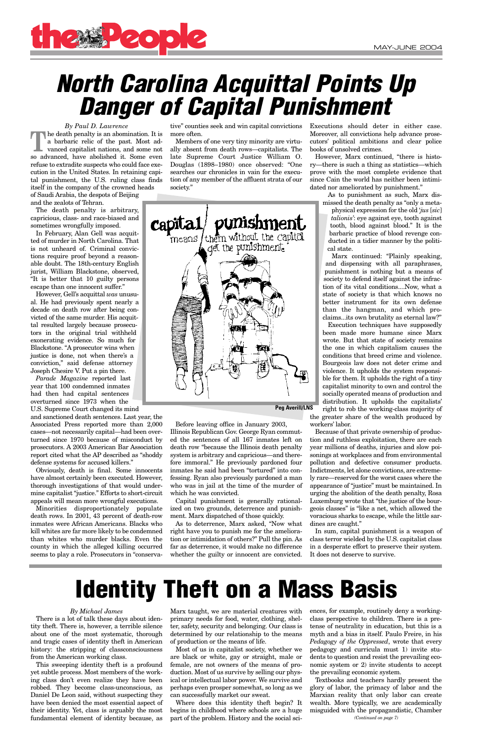# North Carolina Acquittal Points Up Danger of Capital Punishment

*By Paul D. Lawrence*

The death penalty is an abomination. It is a barbaric relic of the past. Most advanced capitalist nations, and some not so advanced, have abolished it. Some even refuse to extradite suspects who could face execution in the United States. In retaining capital punishment, the U.S. ruling class finds itself in the company of the crowned heads of Saudi Arabia, the despots of Beijing and the zealots of Tehran.

The death penalty is arbitrary, capricious, class- and race-biased and sometimes wrongfully imposed.

In February, Alan Gell was acquitted of murder in North Carolina. That is not unheard of. Criminal convictions require proof beyond a reasonable doubt. The 18th-century English jurist, William Blackstone, observed, "It is better that 10 guilty persons escape than one innocent suffer."

However, Gell's acquittal *was* unusual. He had previously spent nearly a decade on death row after being convicted of the same murder. His acquittal resulted largely because prosecutors in the original trial withheld exonerating evidence. So much for Blackstone. "A prosecutor wins when justice is done, not when there's a conviction," said defense attorney Joseph Chesire V. Put a pin there.

*Parade Magazine* reported last year that 100 condemned inmates had then had capital sentences overturned since 1973 when the U.S. Supreme Court changed its mind and sanctioned death sentences. Last year, the Associated Press reported more than 2,000 cases—not necessarily capital—had been overturned since 1970 because of misconduct by prosecutors. A 2003 American Bar Association report cited what the AP described as "shoddy defense systems for accused killers."

Obviously, death is final. Some innocents have almost certainly been executed. However, thorough investigations of that would undermine capitalist "justice." Efforts to short-circuit appeals will mean more wrongful executions.

Minorities disproportionately populate death rows. In 2001, 43 percent of death-row inmates were African Americans. Blacks who kill whites are far more likely to be condemned than whites who murder blacks. Even the county in which the alleged killing occurred seems to play a role. Prosecutors in "conservative" counties seek and win capital convictions more often.

Members of one very tiny minority are virtually absent from death rows—capitalists. The late Supreme Court Justice William O. Douglas (1898–1980) once observed: "One searches our chronicles in vain for the execution of any member of the affluent strata of our society."

capital punishment means them without the capital get the punishment

Peg Averill/LNS

Before leaving office in January 2003, Illinois Republican Gov. George Ryan commuted the sentences of all 167 inmates left on death row "because the Illinois death penalty system is arbitrary and capricious—and therefore immoral." He previously pardoned four inmates he said had been "tortured" into confessing. Ryan also previously pardoned a man who was in jail at the time of the murder of which he was convicted.

Capital punishment is generally rationalized on two grounds, deterrence and punishment. Marx dispatched of those quickly.

As to deterrence, Marx asked, "Now what right have you to punish me for the amelioration or intimidation of others?" Pull the pin. As far as deterrence, it would make no difference whether the guilty or innocent are convicted. Executions should deter in either case. Moreover, all convictions help advance prosecutors' political ambitions and clear police books of unsolved crimes.

However, Marx continued, "there is history—there is such a thing as statistics—which prove with the most complete evidence that since Cain the world has neither been intimidated nor ameliorated by punishment."

As to punishment as such, Marx dismissed the death penalty as "only a metaphysical expression for the old '*jus* [*sic*] *talionis*': eye against eye, tooth against tooth, blood against blood." It is the barbaric practice of blood revenge conducted in a tidier manner by the political state.

Marx continued: "Plainly speaking, and dispensing with all paraphrases, punishment is nothing but a means of society to defend itself against the infraction of its vital conditions....Now, what a state of society is that which knows no better instrument for its own defense than the hangman, and which proclaims...its own brutality as eternal law?"

Execution techniques have supposedly been made more humane since Marx wrote. But that state of society remains the one in which capitalism causes the conditions that breed crime and violence. Bourgeois law does not deter crime and violence. It upholds the system responsible for them. It upholds the right of a tiny capitalist minority to own and control the socially operated means of production and distribution. It upholds the capitalists' right to rob the working-class majority of the greater share of the wealth produced by workers' labor.

Because of that private ownership of production and ruthless exploitation, there are each year millions of deaths, injuries and slow poisonings at workplaces and from environmental pollution and defective consumer products. Indictments, let alone convictions, are extremely rare—reserved for the worst cases where the appearance of "justice" must be maintained. In urging the abolition of the death penalty, Rosa Luxemburg wrote that "the justice of the bourgeois classes" is "like a net, which allowed the voracious sharks to escape, while the little sardines are caught."

In sum, capital punishment is a weapon of class terror wielded by the U.S. capitalist class in a desperate effort to preserve their system. It does not deserve to survive.

# Identity Theft on a Mass Basis

*By Michael James*

There is a lot of talk these days about identity theft. There is, however, a terrible silence about one of the most systematic, thorough and tragic cases of identity theft in American history: the stripping of classconsciousness from the American working class.

This sweeping identity theft is a profound yet subtle process. Most members of the working class don't even realize they have been robbed. They become class-unconscious, as Daniel De Leon said, without suspecting they have been denied the most essential aspect of their identity. Yet, class is arguably the most fundamental element of identity because, as Marx taught, we are material creatures with primary needs for food, water, clothing, shelter, safety, security and belonging. Our class is determined by our relationship to the means of production or the means of life.

Most of us in capitalist society, whether we are black or white, gay or straight, male or female, are not owners of the means of production. Most of us survive by selling our physical or intellectual labor power. We survive and perhaps even prosper somewhat, so long as we can successfully market our sweat.

Where does this identity theft begin? It begins in childhood where schools are a huge part of the problem. History and the social sciences, for example, routinely deny a working-class perspective to children. There is a pretense of neutrality in education, but this is a myth and a bias in itself. Paulo Freire, in his *Pedagogy of the Oppressed*, wrote that every pedagogy and curricula must 1) invite students to question and resist the prevailing economic system or 2) invite students to accept the prevailing economic system.

Textbooks and teachers hardly present the glory of labor, the primacy of labor and the Marxian reality that only labor can create wealth. More typically, we are academically misguided with the propagandistic, Chamber

*(Continued on page 7)*